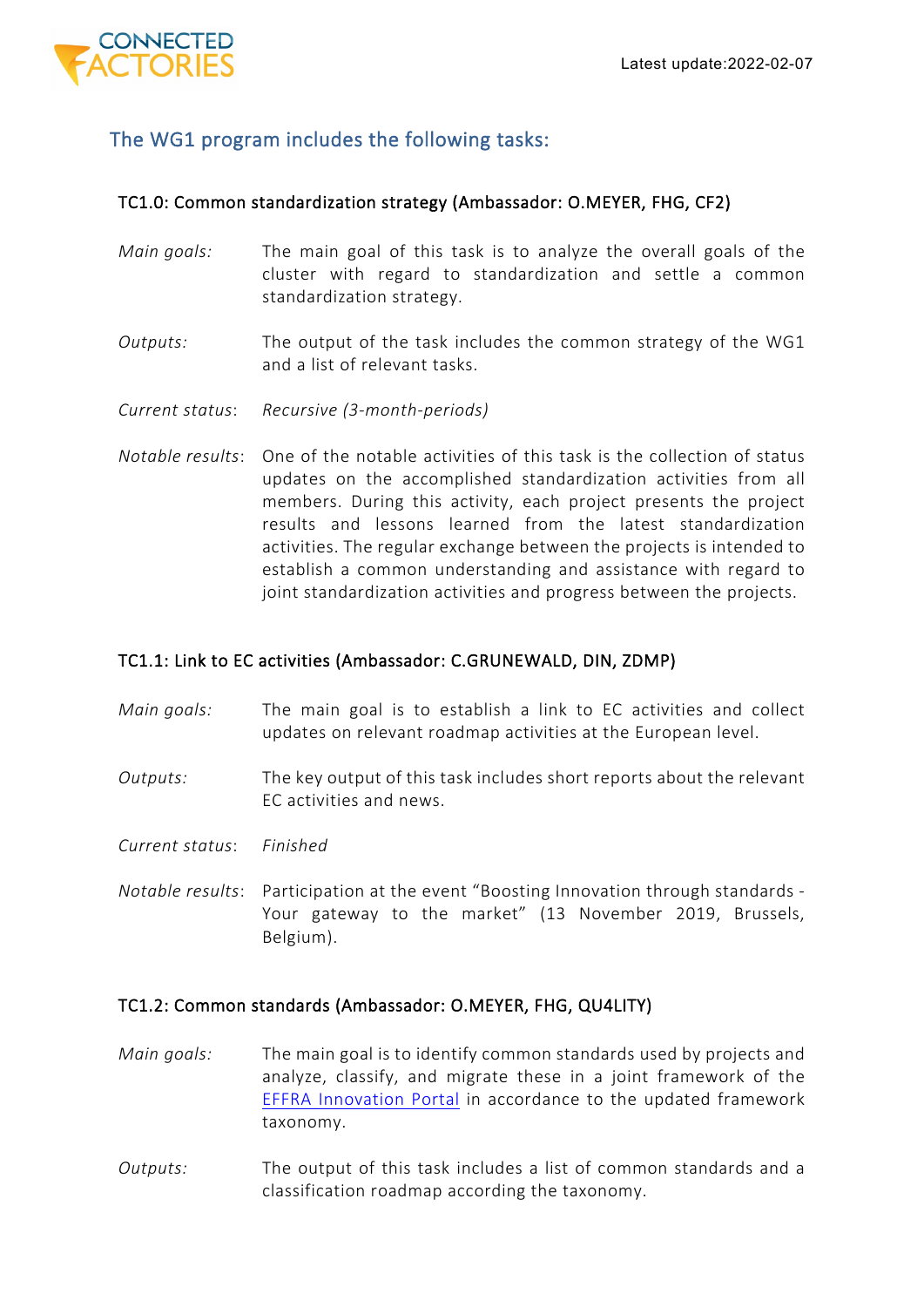## The WG1 program includes the following tasks:

### TC1.0: Common standardization strategy (Ambassador: O.MEYER, FHG, CF2)

*Main goals:* The main goal of this task is to analyze the overall goals of the cluster with regard to standardization and settle a common standardization strategy.

*Outputs:* The output of the task includes the common strategy of the WG1 and a list of relevant tasks.

*Current status*: *Recursive (3-month-periods)*

*Notable results*: One of the notable activities of this task is the collection of status updates on the accomplished standardization activities from all members. During this activity, each project presents the project results and lessons learned from the latest standardization activities. The regular exchange between the projects is intended to establish a common understanding and assistance with regard to joint standardization activities and progress between the projects.

### TC1.1: Link to EC activities (Ambassador: C.GRUNEWALD, DIN, ZDMP)

*Main goals:* The main goal is to establish a link to EC activities and collect updates on relevant roadmap activities at the European level.

*Outputs:* The key output of this task includes short reports about the relevant EC activities and news.

*Current status*: *Finished*

*Notable results*: Participation at the event "Boosting Innovation through standards - Your gateway to the market" (13 November 2019, Brussels, Belgium).

### TC1.2: Common standards (Ambassador: O.MEYER, FHG, QU4LITY)

*Main goals:* The main goal is to identify common standards used by projects and analyze, classify, and migrate these in a joint framework of the EFFRA Innovation Portal in accordance to the updated framework taxonomy.

*Outputs:* The output of this task includes a list of common standards and a classification roadmap according the taxonomy.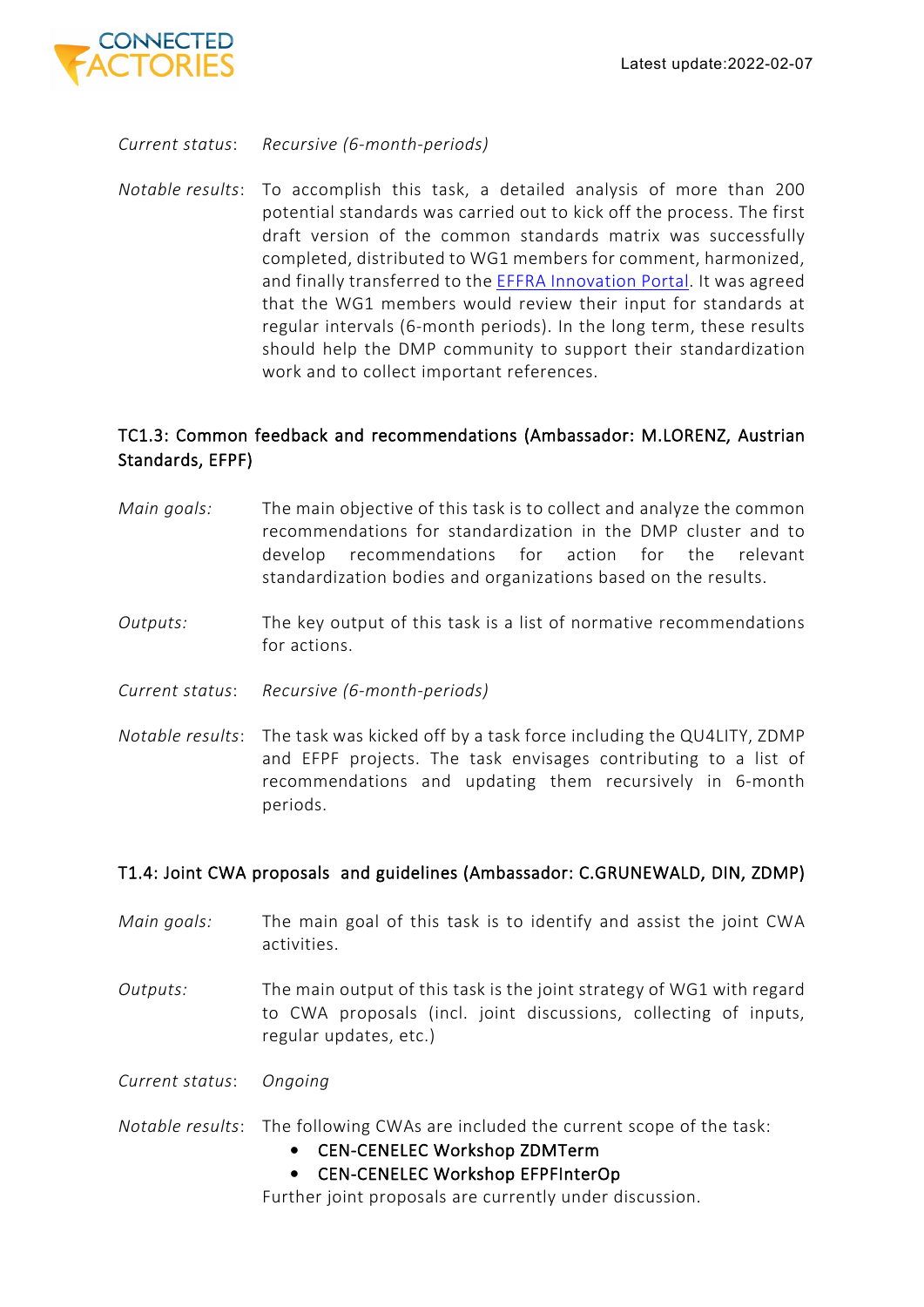*Current status*: *Recursive (6-month-periods)*

*Notable results*: To accomplish this task, a detailed analysis of more than 200 potential standards was carried out to kick off the process. The first draft version of the common standards matrix was successfully completed, distributed to WG1 members for comment, harmonized, and finally transferred to the [EFFRA Innovation Portal](). It was agreed that the WG1 members would review their input for standards at regular intervals (6-month periods). In the long term, these results should help the DMP community to support their standardization work and to collect important references.

### TC1.3: Common feedback and recommendations (Ambassador: M.LORENZ, Austrian Standards, EFPF)

*Main goals:* The main objective of this task is to collect and analyze the common recommendations for standardization in the DMP cluster and to develop recommendations for action for the relevant standardization bodies and organizations based on the results.

*Outputs:* The key output of this task is a list of normative recommendations for actions.

*Current status*: *Recursive (6-month-periods)*

*Notable results*: The task was kicked off by a task force including the QU4LITY, ZDMP and EFPF projects. The task envisages contributing to a list of recommendations and updating them recursively in 6-month periods.

### T1.4: Joint CWA proposals and guidelines (Ambassador: C.GRUNEWALD, DIN, ZDMP)

*Main goals:* The main goal of this task is to identify and assist the joint CWA activities.

*Outputs:* The main output of this task is the joint strategy of WG1 with regard to CWA proposals (incl. joint discussions, collecting of inputs, regular updates, etc.)

*Current status*: *Ongoing*

*Notable results*: The following CWAs are included the current scope of the task:

- CEN-CENELEC Workshop ZDMTerm
- CEN-CENELEC Workshop EFPFInterOp

Further joint proposals are currently under discussion.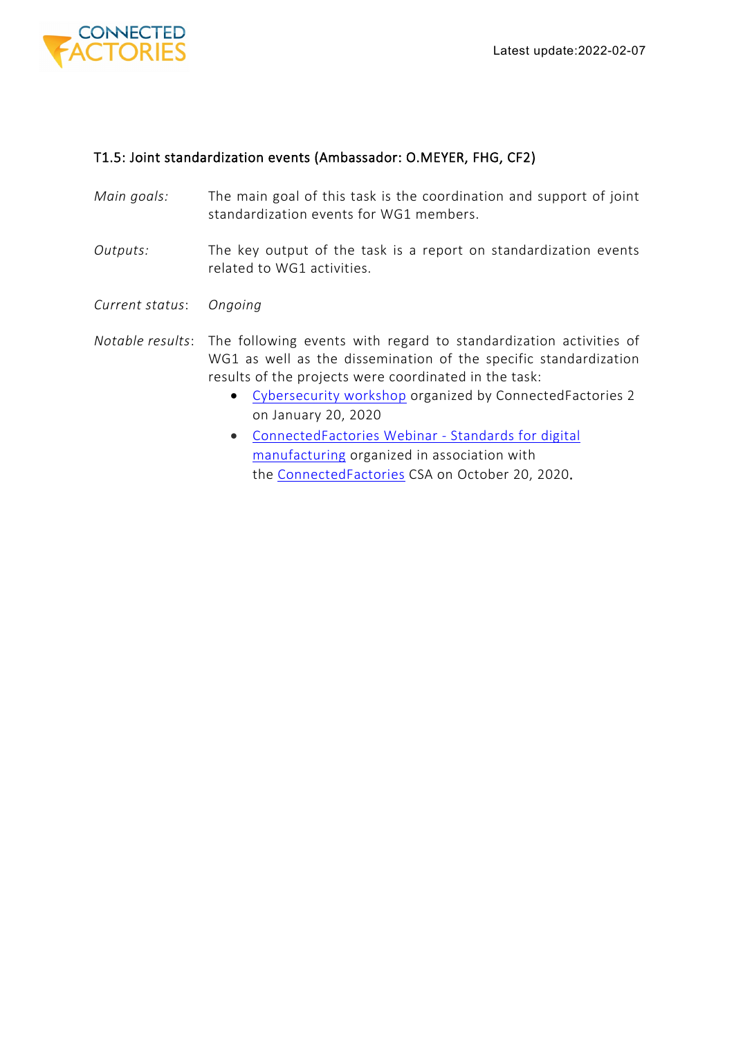### T1.5: Joint standardization events (Ambassador: O.MEYER, FHG, CF2)

*Main goals:* The main goal of this task is the coordination and support of joint standardization events for WG1 members.

*Outputs:* The key output of the task is a report on standardization events related to WG1 activities.

*Current status*: *Ongoing*

*Notable results*: The following events with regard to standardization activities of WG1 as well as the dissemination of the specific standardization results of the projects were coordinated in the task:

- Cybersecurity workshop organized by ConnectedFactories 2 on January 20, 2020
- ConnectedFactories Webinar - Standards for digital manufacturing organized in association with the ConnectedFactories CSA on October 20, 2020.